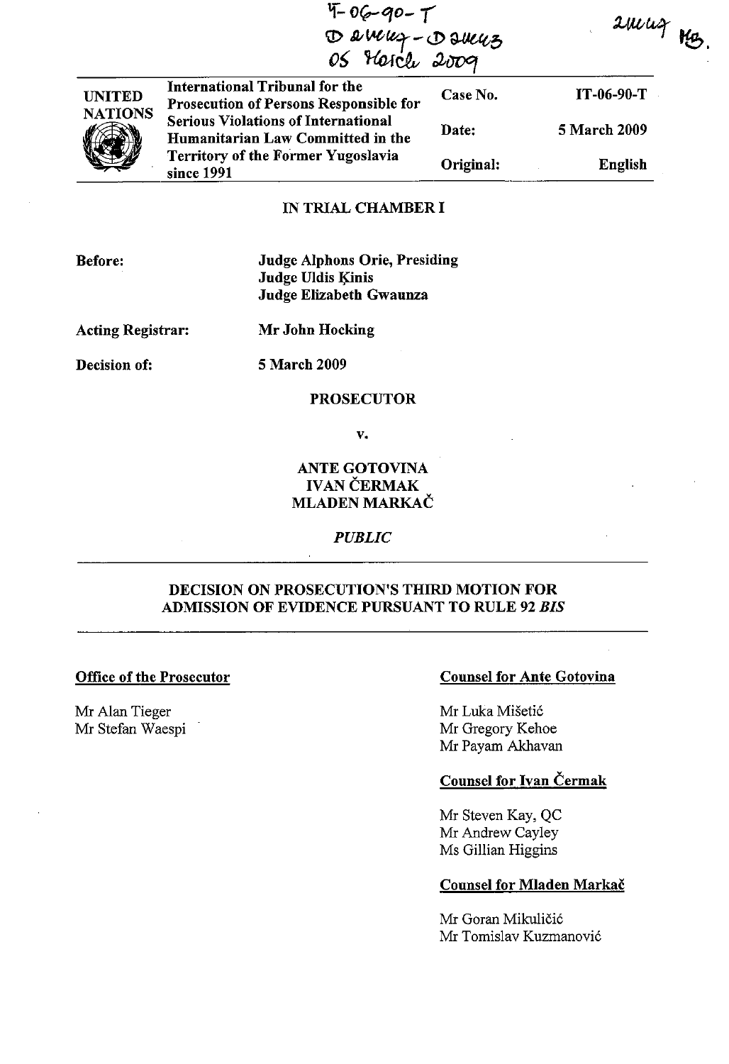IT-06-90-T
D 24447 - D 24443
05 March 2009

24447 MB.

| UNITED NATIONS | International Tribunal for the Prosecution of Persons Responsible for Serious Violations of International Humanitarian Law Committed in the Territory of the Former Yugoslavia since 1991 | Case No. | IT-06-90-T |
|---|---|---|---|
| | | Date: | 5 March 2009 |
| | | Original: | English |

IN TRIAL CHAMBER I

**Before:** Judge Alphons Orie, Presiding
Judge Uldis Ķinis
Judge Elizabeth Gwaunza

**Acting Registrar:** Mr John Hocking

**Decision of:** 5 March 2009

**PROSECUTOR**

**v.**

**ANTE GOTOVINA**
**IVAN ČERMAK**
**MLADEN MARKAČ**

*PUBLIC*

**DECISION ON PROSECUTION'S THIRD MOTION FOR ADMISSION OF EVIDENCE PURSUANT TO RULE 92 *BIS***

**Office of the Prosecutor**

Mr Alan Tieger
Mr Stefan Waespi

**Counsel for Ante Gotovina**

Mr Luka Mišetić
Mr Gregory Kehoe
Mr Payam Akhavan

**Counsel for Ivan Čermak**

Mr Steven Kay, QC
Mr Andrew Cayley
Ms Gillian Higgins

**Counsel for Mladen Markač**

Mr Goran Mikuličić
Mr Tomislav Kuzmanović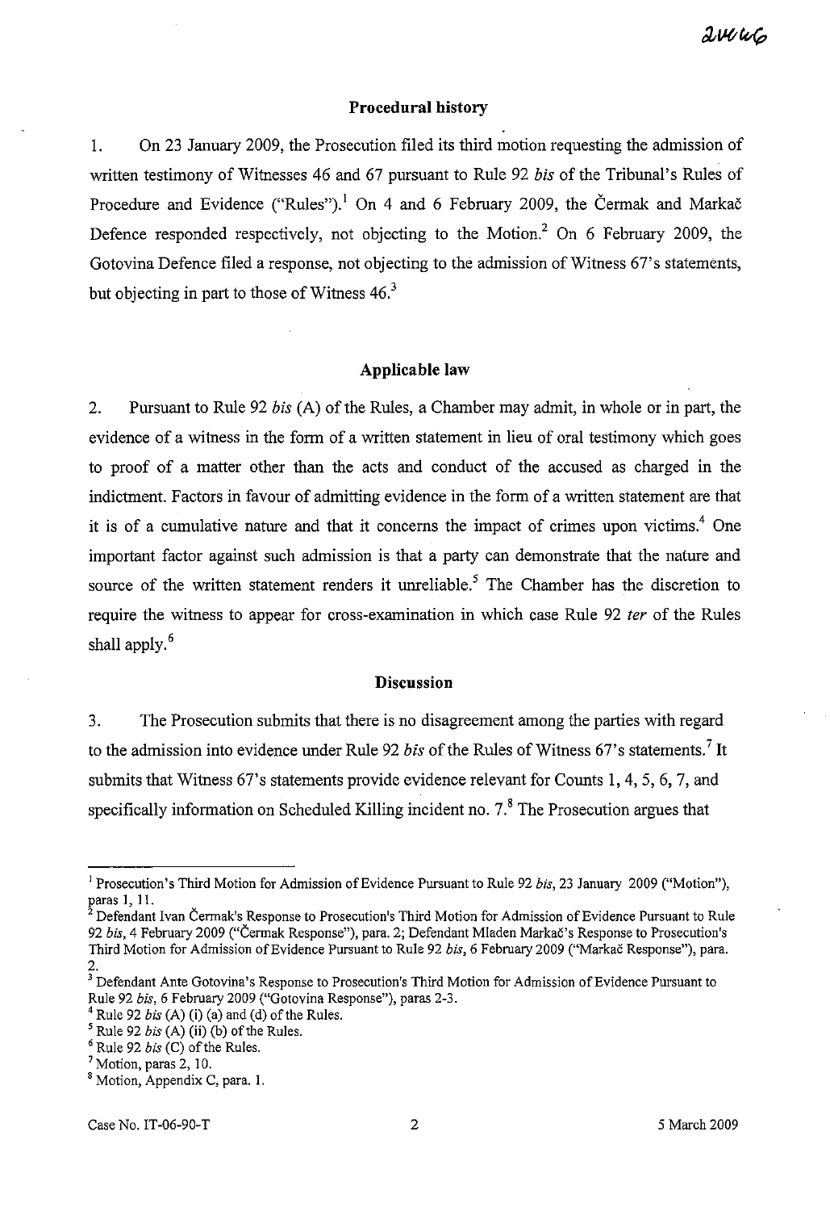## Procedural history

1. On 23 January 2009, the Prosecution filed its third motion requesting the admission of written testimony of Witnesses 46 and 67 pursuant to Rule 92 *bis* of the Tribunal's Rules of Procedure and Evidence ("Rules").[1] On 4 and 6 February 2009, the Čermak and Markač Defence responded respectively, not objecting to the Motion.[2] On 6 February 2009, the Gotovina Defence filed a response, not objecting to the admission of Witness 67's statements, but objecting in part to those of Witness 46.[3]

## Applicable law

2. Pursuant to Rule 92 *bis* (A) of the Rules, a Chamber may admit, in whole or in part, the evidence of a witness in the form of a written statement in lieu of oral testimony which goes to proof of a matter other than the acts and conduct of the accused as charged in the indictment. Factors in favour of admitting evidence in the form of a written statement are that it is of a cumulative nature and that it concerns the impact of crimes upon victims.[4] One important factor against such admission is that a party can demonstrate that the nature and source of the written statement renders it unreliable.[5] The Chamber has the discretion to require the witness to appear for cross-examination in which case Rule 92 *ter* of the Rules shall apply.[6]

## Discussion

3. The Prosecution submits that there is no disagreement among the parties with regard to the admission into evidence under Rule 92 *bis* of the Rules of Witness 67's statements.[7] It submits that Witness 67's statements provide evidence relevant for Counts 1, 4, 5, 6, 7, and specifically information on Scheduled Killing incident no. 7.[8] The Prosecution argues that

---

[1] Prosecution's Third Motion for Admission of Evidence Pursuant to Rule 92 *bis*, 23 January 2009 ("Motion"), paras 1, 11.

[2] Defendant Ivan Čermak's Response to Prosecution's Third Motion for Admission of Evidence Pursuant to Rule 92 *bis*, 4 February 2009 ("Čermak Response"), para. 2; Defendant Mladen Markač's Response to Prosecution's Third Motion for Admission of Evidence Pursuant to Rule 92 *bis*, 6 February 2009 ("Markač Response"), para. 2.

[3] Defendant Ante Gotovina's Response to Prosecution's Third Motion for Admission of Evidence Pursuant to Rule 92 *bis*, 6 February 2009 ("Gotovina Response"), paras 2-3.

[4] Rule 92 *bis* (A) (i) (a) and (d) of the Rules.

[5] Rule 92 *bis* (A) (ii) (b) of the Rules.

[6] Rule 92 *bis* (C) of the Rules.

[7] Motion, paras 2, 10.

[8] Motion, Appendix C, para. 1.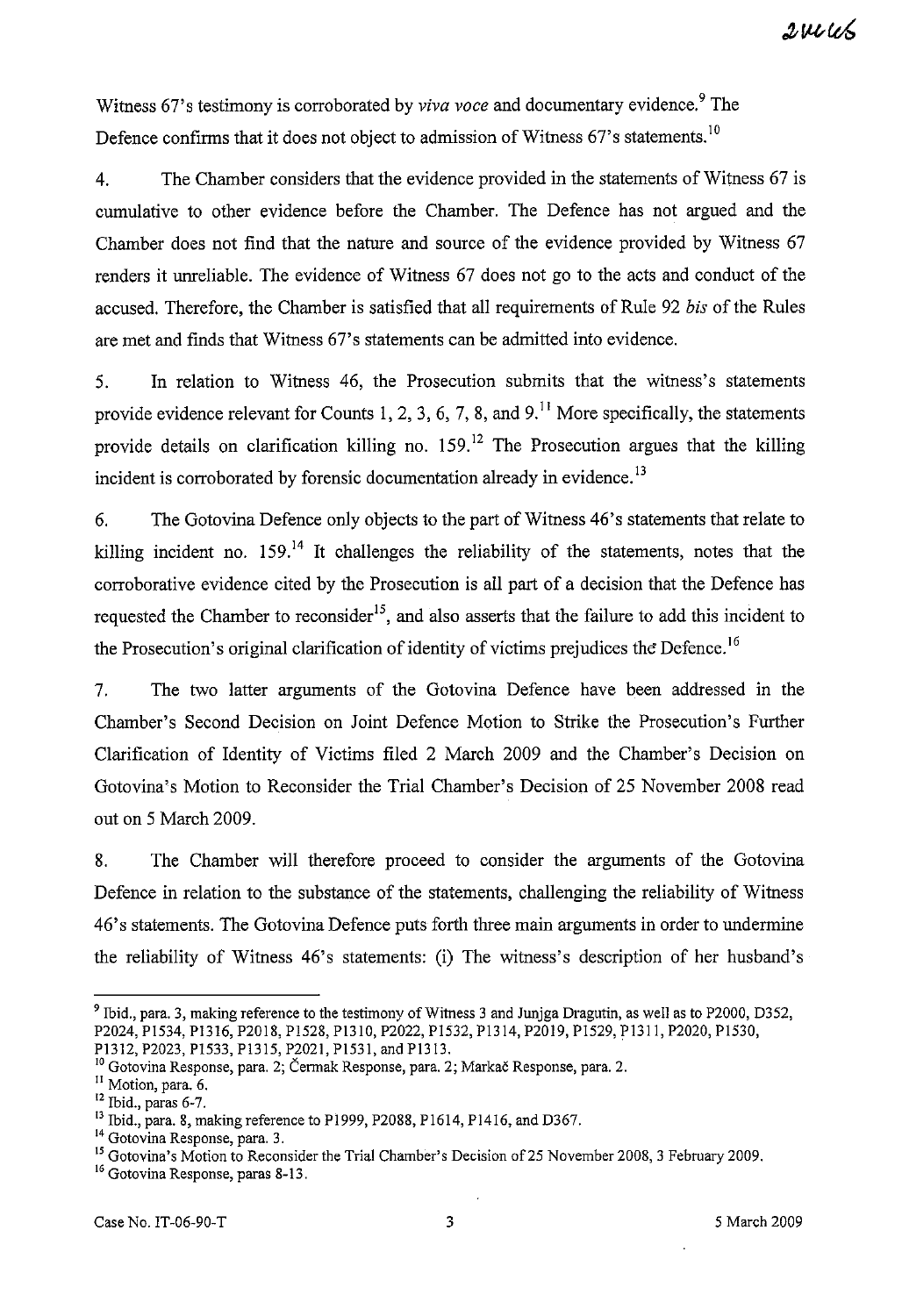Witness 67's testimony is corroborated by *viva voce* and documentary evidence.[9] The Defence confirms that it does not object to admission of Witness 67's statements.[10]

4. The Chamber considers that the evidence provided in the statements of Witness 67 is cumulative to other evidence before the Chamber. The Defence has not argued and the Chamber does not find that the nature and source of the evidence provided by Witness 67 renders it unreliable. The evidence of Witness 67 does not go to the acts and conduct of the accused. Therefore, the Chamber is satisfied that all requirements of Rule 92 *bis* of the Rules are met and finds that Witness 67's statements can be admitted into evidence.

5. In relation to Witness 46, the Prosecution submits that the witness's statements provide evidence relevant for Counts 1, 2, 3, 6, 7, 8, and 9.[11] More specifically, the statements provide details on clarification killing no. 159.[12] The Prosecution argues that the killing incident is corroborated by forensic documentation already in evidence.[13]

6. The Gotovina Defence only objects to the part of Witness 46's statements that relate to killing incident no. 159.[14] It challenges the reliability of the statements, notes that the corroborative evidence cited by the Prosecution is all part of a decision that the Defence has requested the Chamber to reconsider[15], and also asserts that the failure to add this incident to the Prosecution's original clarification of identity of victims prejudices the Defence.[16]

7. The two latter arguments of the Gotovina Defence have been addressed in the Chamber's Second Decision on Joint Defence Motion to Strike the Prosecution's Further Clarification of Identity of Victims filed 2 March 2009 and the Chamber's Decision on Gotovina's Motion to Reconsider the Trial Chamber's Decision of 25 November 2008 read out on 5 March 2009.

8. The Chamber will therefore proceed to consider the arguments of the Gotovina Defence in relation to the substance of the statements, challenging the reliability of Witness 46's statements. The Gotovina Defence puts forth three main arguments in order to undermine the reliability of Witness 46's statements: (i) The witness's description of her husband's

---

[9] Ibid., para. 3, making reference to the testimony of Witness 3 and Junjga Dragutin, as well as to P2000, D352, P2024, P1534, P1316, P2018, P1528, P1310, P2022, P1532, P1314, P2019, P1529, P1311, P2020, P1530, P1312, P2023, P1533, P1315, P2021, P1531, and P1313.

[10] Gotovina Response, para. 2; Čermak Response, para. 2; Markač Response, para. 2.

[11] Motion, para. 6.

[12] Ibid., paras 6-7.

[13] Ibid., para. 8, making reference to P1999, P2088, P1614, P1416, and D367.

[14] Gotovina Response, para. 3.

[15] Gotovina's Motion to Reconsider the Trial Chamber's Decision of 25 November 2008, 3 February 2009.

[16] Gotovina Response, paras 8-13.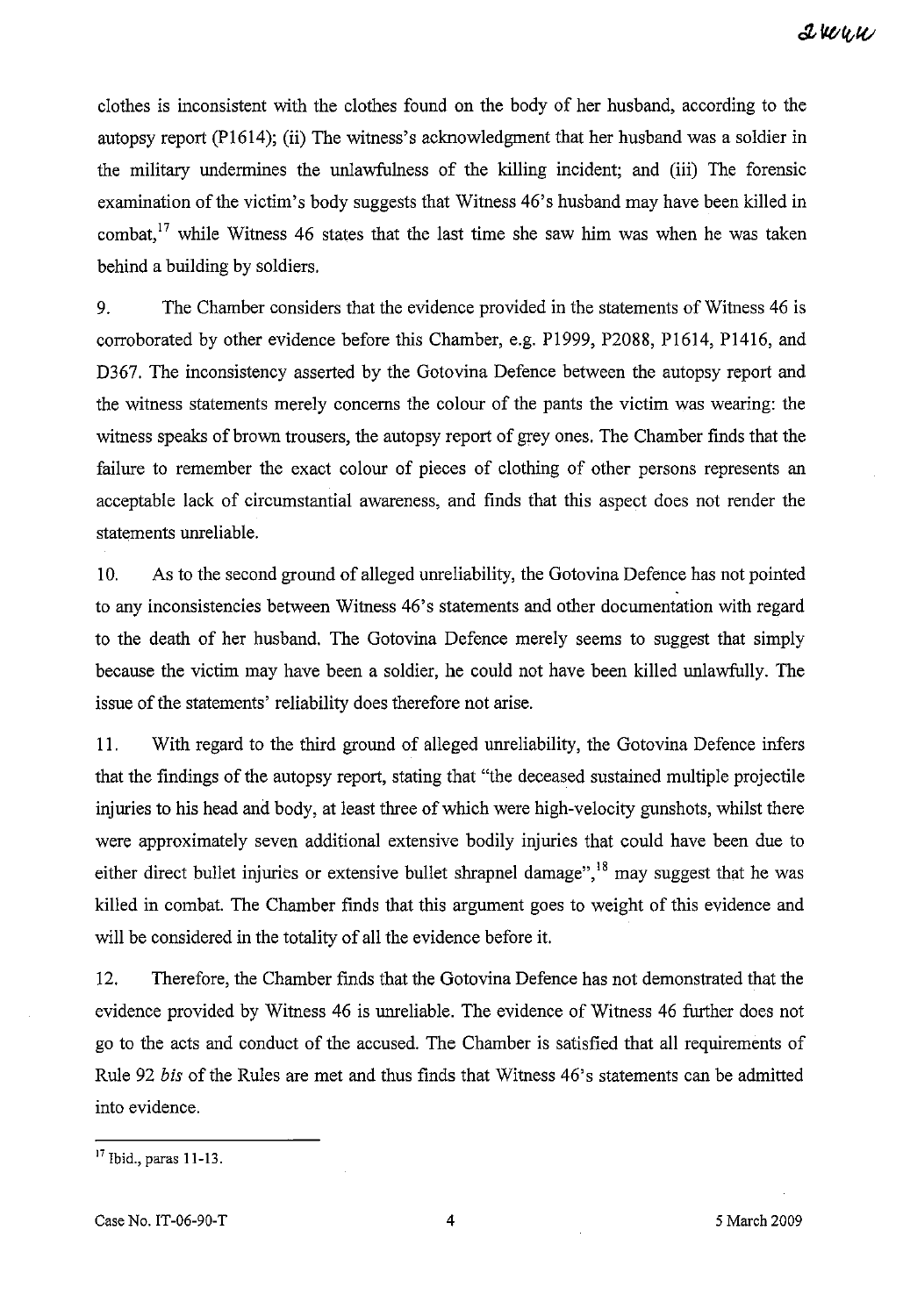clothes is inconsistent with the clothes found on the body of her husband, according to the autopsy report (P1614); (ii) The witness's acknowledgment that her husband was a soldier in the military undermines the unlawfulness of the killing incident; and (iii) The forensic examination of the victim's body suggests that Witness 46's husband may have been killed in combat,[17] while Witness 46 states that the last time she saw him was when he was taken behind a building by soldiers.

9. The Chamber considers that the evidence provided in the statements of Witness 46 is corroborated by other evidence before this Chamber, e.g. P1999, P2088, P1614, P1416, and D367. The inconsistency asserted by the Gotovina Defence between the autopsy report and the witness statements merely concerns the colour of the pants the victim was wearing: the witness speaks of brown trousers, the autopsy report of grey ones. The Chamber finds that the failure to remember the exact colour of pieces of clothing of other persons represents an acceptable lack of circumstantial awareness, and finds that this aspect does not render the statements unreliable.

10. As to the second ground of alleged unreliability, the Gotovina Defence has not pointed to any inconsistencies between Witness 46's statements and other documentation with regard to the death of her husband. The Gotovina Defence merely seems to suggest that simply because the victim may have been a soldier, he could not have been killed unlawfully. The issue of the statements' reliability does therefore not arise.

11. With regard to the third ground of alleged unreliability, the Gotovina Defence infers that the findings of the autopsy report, stating that "the deceased sustained multiple projectile injuries to his head and body, at least three of which were high-velocity gunshots, whilst there were approximately seven additional extensive bodily injuries that could have been due to either direct bullet injuries or extensive bullet shrapnel damage",[18] may suggest that he was killed in combat. The Chamber finds that this argument goes to weight of this evidence and will be considered in the totality of all the evidence before it.

12. Therefore, the Chamber finds that the Gotovina Defence has not demonstrated that the evidence provided by Witness 46 is unreliable. The evidence of Witness 46 further does not go to the acts and conduct of the accused. The Chamber is satisfied that all requirements of Rule 92 *bis* of the Rules are met and thus finds that Witness 46's statements can be admitted into evidence.

---

[17] Ibid., paras 11-13.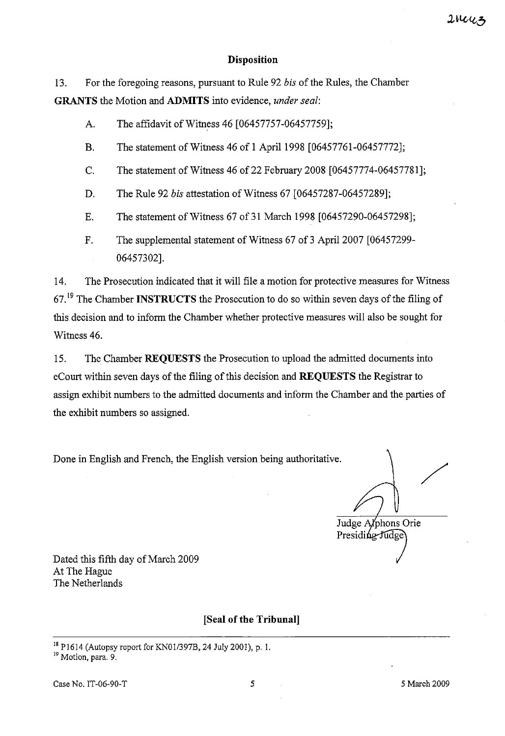## Disposition

13. For the foregoing reasons, pursuant to Rule 92 *bis* of the Rules, the Chamber **GRANTS** the Motion and **ADMITS** into evidence, *under seal*:

A. The affidavit of Witness 46 [06457757-06457759];

B. The statement of Witness 46 of 1 April 1998 [06457761-06457772];

C. The statement of Witness 46 of 22 February 2008 [06457774-06457781];

D. The Rule 92 *bis* attestation of Witness 67 [06457287-06457289];

E. The statement of Witness 67 of 31 March 1998 [06457290-06457298];

F. The supplemental statement of Witness 67 of 3 April 2007 [06457299-06457302].

14. The Prosecution indicated that it will file a motion for protective measures for Witness 67.[19] The Chamber **INSTRUCTS** the Prosecution to do so within seven days of the filing of this decision and to inform the Chamber whether protective measures will also be sought for Witness 46.

15. The Chamber **REQUESTS** the Prosecution to upload the admitted documents into eCourt within seven days of the filing of this decision and **REQUESTS** the Registrar to assign exhibit numbers to the admitted documents and inform the Chamber and the parties of the exhibit numbers so assigned.

Done in English and French, the English version being authoritative.

Judge Alphons Orie
Presiding Judge

Dated this fifth day of March 2009
At The Hague
The Netherlands

**[Seal of the Tribunal]**

---

[18] P1614 (Autopsy report for KN01/397B, 24 July 2001), p. 1.

[19] Motion, para. 9.